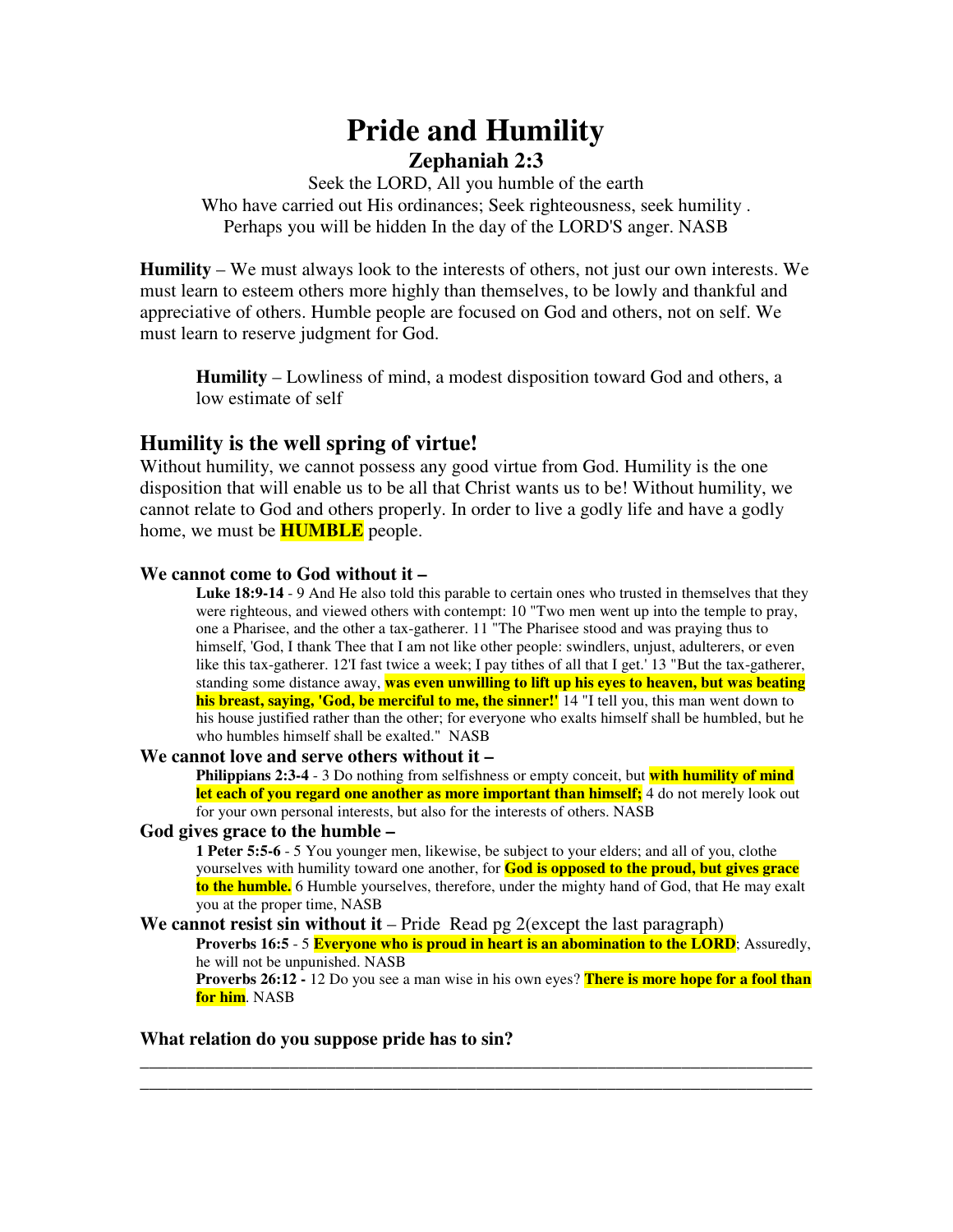# Pride and Humility

## Zephaniah 2:3

Seek the LORD, All you humble of the earth
Who have carried out His ordinances; Seek righteousness, seek humility .
Perhaps you will be hidden In the day of the LORD'S anger. NASB

**Humility** – We must always look to the interests of others, not just our own interests. We must learn to esteem others more highly than themselves, to be lowly and thankful and appreciative of others. Humble people are focused on God and others, not on self. We must learn to reserve judgment for God.

> **Humility** – Lowliness of mind, a modest disposition toward God and others, a low estimate of self

## Humility is the well spring of virtue!

Without humility, we cannot possess any good virtue from God. Humility is the one disposition that will enable us to be all that Christ wants us to be! Without humility, we cannot relate to God and others properly. In order to live a godly life and have a godly home, we must be **HUMBLE** people.

### We cannot come to God without it –

**Luke 18:9-14** - 9 And He also told this parable to certain ones who trusted in themselves that they were righteous, and viewed others with contempt: 10 "Two men went up into the temple to pray, one a Pharisee, and the other a tax-gatherer. 11 "The Pharisee stood and was praying thus to himself, 'God, I thank Thee that I am not like other people: swindlers, unjust, adulterers, or even like this tax-gatherer. 12'I fast twice a week; I pay tithes of all that I get.' 13 "But the tax-gatherer, standing some distance away, **was even unwilling to lift up his eyes to heaven, but was beating his breast, saying, 'God, be merciful to me, the sinner!'** 14 "I tell you, this man went down to his house justified rather than the other; for everyone who exalts himself shall be humbled, but he who humbles himself shall be exalted." NASB

### We cannot love and serve others without it –

**Philippians 2:3-4** - 3 Do nothing from selfishness or empty conceit, but **with humility of mind let each of you regard one another as more important than himself;** 4 do not merely look out for your own personal interests, but also for the interests of others. NASB

### God gives grace to the humble –

**1 Peter 5:5-6** - 5 You younger men, likewise, be subject to your elders; and all of you, clothe yourselves with humility toward one another, for **God is opposed to the proud, but gives grace to the humble.** 6 Humble yourselves, therefore, under the mighty hand of God, that He may exalt you at the proper time, NASB

### We cannot resist sin without it – Pride Read pg 2(except the last paragraph)

**Proverbs 16:5** - 5 **Everyone who is proud in heart is an abomination to the LORD**; Assuredly, he will not be unpunished. NASB

**Proverbs 26:12 -** 12 Do you see a man wise in his own eyes? **There is more hope for a fool than for him**. NASB

**What relation do you suppose pride has to sin?**

\_\_\_\_\_\_\_\_\_\_\_\_\_\_\_\_\_\_\_\_\_\_\_\_\_\_\_\_\_\_\_\_\_\_\_\_\_\_\_\_\_\_\_\_\_\_\_\_\_\_\_\_\_\_\_\_\_\_\_\_\_\_\_\_\_\_\_\_\_\_\_\_

\_\_\_\_\_\_\_\_\_\_\_\_\_\_\_\_\_\_\_\_\_\_\_\_\_\_\_\_\_\_\_\_\_\_\_\_\_\_\_\_\_\_\_\_\_\_\_\_\_\_\_\_\_\_\_\_\_\_\_\_\_\_\_\_\_\_\_\_\_\_\_\_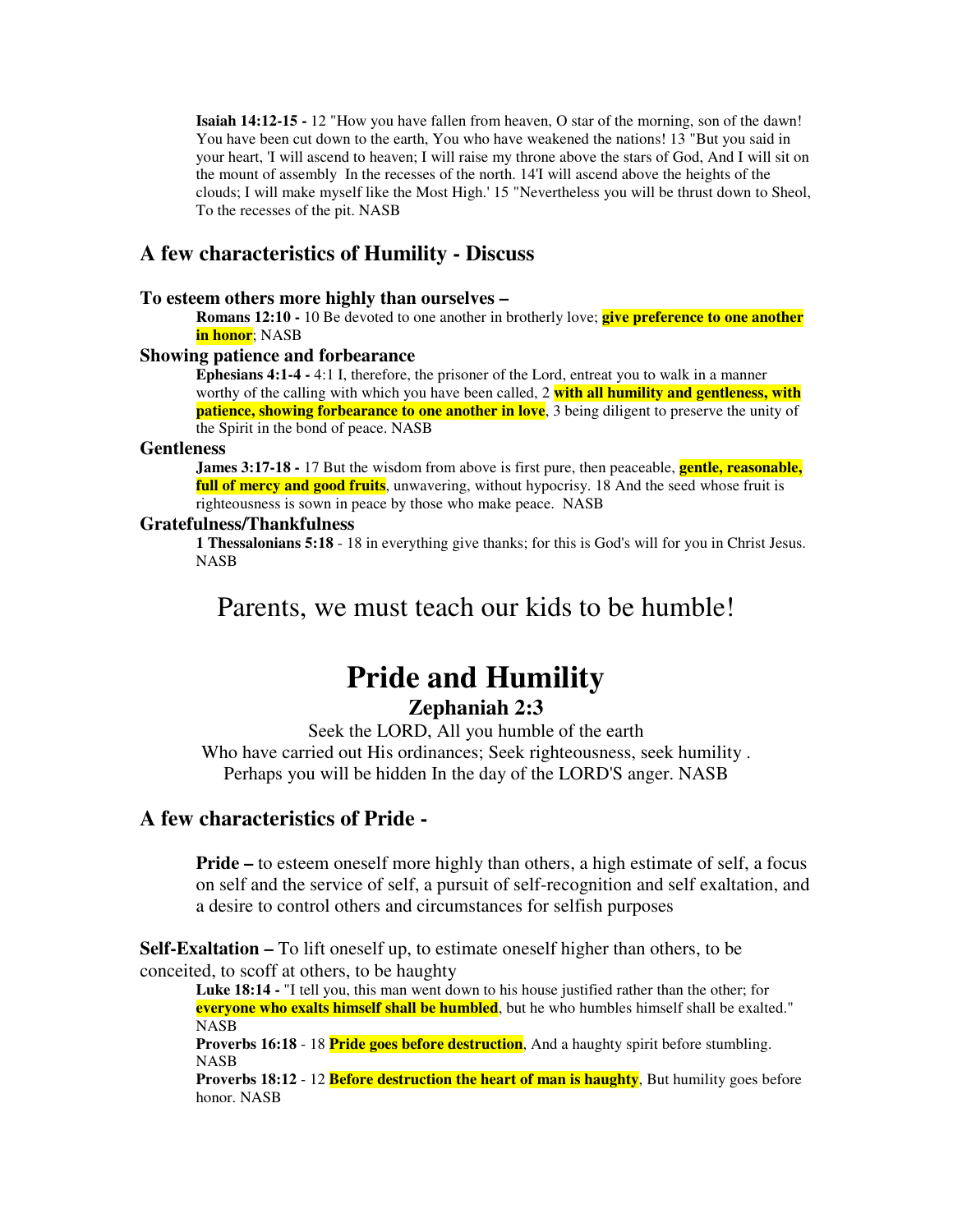**Isaiah 14:12-15 -** 12 "How you have fallen from heaven, O star of the morning, son of the dawn! You have been cut down to the earth, You who have weakened the nations! 13 "But you said in your heart, 'I will ascend to heaven; I will raise my throne above the stars of God, And I will sit on the mount of assembly In the recesses of the north. 14'I will ascend above the heights of the clouds; I will make myself like the Most High.' 15 "Nevertheless you will be thrust down to Sheol, To the recesses of the pit. NASB

## A few characteristics of Humility - Discuss

### To esteem others more highly than ourselves –

**Romans 12:10 -** 10 Be devoted to one another in brotherly love; **give preference to one another in honor**; NASB

### Showing patience and forbearance

**Ephesians 4:1-4 -** 4:1 I, therefore, the prisoner of the Lord, entreat you to walk in a manner worthy of the calling with which you have been called, 2 **with all humility and gentleness, with patience, showing forbearance to one another in love**, 3 being diligent to preserve the unity of the Spirit in the bond of peace. NASB

### Gentleness

**James 3:17-18 -** 17 But the wisdom from above is first pure, then peaceable, **gentle, reasonable, full of mercy and good fruits**, unwavering, without hypocrisy. 18 And the seed whose fruit is righteousness is sown in peace by those who make peace. NASB

### Gratefulness/Thankfulness

**1 Thessalonians 5:18** - 18 in everything give thanks; for this is God's will for you in Christ Jesus. NASB

Parents, we must teach our kids to be humble!

# Pride and Humility

## Zephaniah 2:3

Seek the LORD, All you humble of the earth
Who have carried out His ordinances; Seek righteousness, seek humility .
Perhaps you will be hidden In the day of the LORD'S anger. NASB

## A few characteristics of Pride -

**Pride –** to esteem oneself more highly than others, a high estimate of self, a focus on self and the service of self, a pursuit of self-recognition and self exaltation, and a desire to control others and circumstances for selfish purposes

**Self-Exaltation –** To lift oneself up, to estimate oneself higher than others, to be conceited, to scoff at others, to be haughty

**Luke 18:14 -** "I tell you, this man went down to his house justified rather than the other; for **everyone who exalts himself shall be humbled**, but he who humbles himself shall be exalted." NASB

**Proverbs 16:18** - 18 **Pride goes before destruction**, And a haughty spirit before stumbling. NASB

**Proverbs 18:12** - 12 **Before destruction the heart of man is haughty**, But humility goes before honor. NASB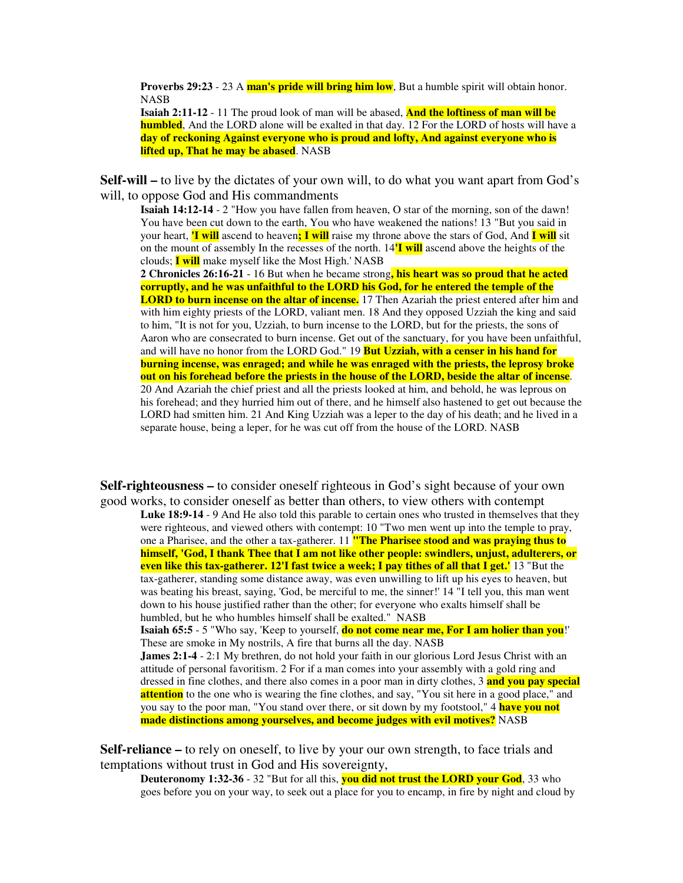**Proverbs 29:23** - 23 A **man's pride will bring him low**, But a humble spirit will obtain honor. NASB

**Isaiah 2:11-12** - 11 The proud look of man will be abased, **And the loftiness of man will be humbled**, And the LORD alone will be exalted in that day. 12 For the LORD of hosts will have a **day of reckoning Against everyone who is proud and lofty, And against everyone who is lifted up, That he may be abased**. NASB

**Self-will –** to live by the dictates of your own will, to do what you want apart from God's will, to oppose God and His commandments

**Isaiah 14:12-14** - 2 "How you have fallen from heaven, O star of the morning, son of the dawn! You have been cut down to the earth, You who have weakened the nations! 13 "But you said in your heart, **'I will** ascend to heaven**; I will** raise my throne above the stars of God, And **I will** sit on the mount of assembly In the recesses of the north. 14**'I will** ascend above the heights of the clouds; **I will** make myself like the Most High.' NASB

**2 Chronicles 26:16-21** - 16 But when he became strong**, his heart was so proud that he acted corruptly, and he was unfaithful to the LORD his God, for he entered the temple of the LORD to burn incense on the altar of incense.** 17 Then Azariah the priest entered after him and with him eighty priests of the LORD, valiant men. 18 And they opposed Uzziah the king and said to him, "It is not for you, Uzziah, to burn incense to the LORD, but for the priests, the sons of Aaron who are consecrated to burn incense. Get out of the sanctuary, for you have been unfaithful, and will have no honor from the LORD God." 19 **But Uzziah, with a censer in his hand for burning incense, was enraged; and while he was enraged with the priests, the leprosy broke out on his forehead before the priests in the house of the LORD, beside the altar of incense**. 20 And Azariah the chief priest and all the priests looked at him, and behold, he was leprous on his forehead; and they hurried him out of there, and he himself also hastened to get out because the LORD had smitten him. 21 And King Uzziah was a leper to the day of his death; and he lived in a separate house, being a leper, for he was cut off from the house of the LORD. NASB

**Self-righteousness –** to consider oneself righteous in God's sight because of your own good works, to consider oneself as better than others, to view others with contempt

**Luke 18:9-14** - 9 And He also told this parable to certain ones who trusted in themselves that they were righteous, and viewed others with contempt: 10 "Two men went up into the temple to pray, one a Pharisee, and the other a tax-gatherer. 11 **"The Pharisee stood and was praying thus to himself, 'God, I thank Thee that I am not like other people: swindlers, unjust, adulterers, or even like this tax-gatherer. 12'I fast twice a week; I pay tithes of all that I get.'** 13 "But the tax-gatherer, standing some distance away, was even unwilling to lift up his eyes to heaven, but was beating his breast, saying, 'God, be merciful to me, the sinner!' 14 "I tell you, this man went down to his house justified rather than the other; for everyone who exalts himself shall be humbled, but he who humbles himself shall be exalted." NASB

**Isaiah 65:5** - 5 "Who say, 'Keep to yourself, **do not come near me, For I am holier than you**!' These are smoke in My nostrils, A fire that burns all the day. NASB

**James 2:1-4** - 2:1 My brethren, do not hold your faith in our glorious Lord Jesus Christ with an attitude of personal favoritism. 2 For if a man comes into your assembly with a gold ring and dressed in fine clothes, and there also comes in a poor man in dirty clothes, 3 **and you pay special attention** to the one who is wearing the fine clothes, and say, "You sit here in a good place," and you say to the poor man, "You stand over there, or sit down by my footstool," 4 **have you not made distinctions among yourselves, and become judges with evil motives?** NASB

**Self-reliance –** to rely on oneself, to live by your our own strength, to face trials and temptations without trust in God and His sovereignty,

**Deuteronomy 1:32-36** - 32 "But for all this, **you did not trust the LORD your God**, 33 who goes before you on your way, to seek out a place for you to encamp, in fire by night and cloud by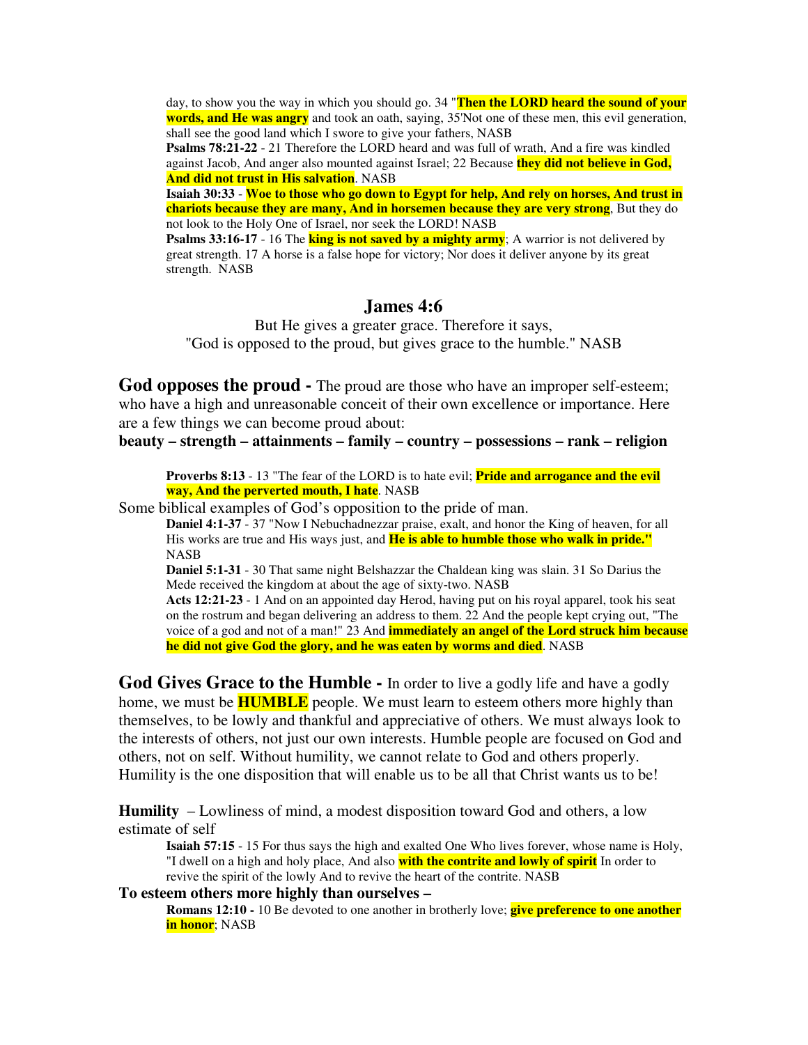day, to show you the way in which you should go. 34 "**Then the LORD heard the sound of your words, and He was angry** and took an oath, saying, 35'Not one of these men, this evil generation, shall see the good land which I swore to give your fathers, NASB

**Psalms 78:21-22** - 21 Therefore the LORD heard and was full of wrath, And a fire was kindled against Jacob, And anger also mounted against Israel; 22 Because **they did not believe in God, And did not trust in His salvation**. NASB

**Isaiah 30:33** - **Woe to those who go down to Egypt for help, And rely on horses, And trust in chariots because they are many, And in horsemen because they are very strong**, But they do not look to the Holy One of Israel, nor seek the LORD! NASB

**Psalms 33:16-17** - 16 The **king is not saved by a mighty army**; A warrior is not delivered by great strength. 17 A horse is a false hope for victory; Nor does it deliver anyone by its great strength. NASB

## James 4:6

But He gives a greater grace. Therefore it says,
"God is opposed to the proud, but gives grace to the humble." NASB

**God opposes the proud -** The proud are those who have an improper self-esteem; who have a high and unreasonable conceit of their own excellence or importance. Here are a few things we can become proud about:

**beauty – strength – attainments – family – country – possessions – rank – religion**

**Proverbs 8:13** - 13 "The fear of the LORD is to hate evil; **Pride and arrogance and the evil way, And the perverted mouth, I hate**. NASB

Some biblical examples of God's opposition to the pride of man.

**Daniel 4:1-37** - 37 "Now I Nebuchadnezzar praise, exalt, and honor the King of heaven, for all His works are true and His ways just, and **He is able to humble those who walk in pride."** NASB

**Daniel 5:1-31** - 30 That same night Belshazzar the Chaldean king was slain. 31 So Darius the Mede received the kingdom at about the age of sixty-two. NASB

**Acts 12:21-23** - 1 And on an appointed day Herod, having put on his royal apparel, took his seat on the rostrum and began delivering an address to them. 22 And the people kept crying out, "The voice of a god and not of a man!" 23 And **immediately an angel of the Lord struck him because he did not give God the glory, and he was eaten by worms and died**. NASB

**God Gives Grace to the Humble -** In order to live a godly life and have a godly home, we must be **HUMBLE** people. We must learn to esteem others more highly than themselves, to be lowly and thankful and appreciative of others. We must always look to the interests of others, not just our own interests. Humble people are focused on God and others, not on self. Without humility, we cannot relate to God and others properly. Humility is the one disposition that will enable us to be all that Christ wants us to be!

**Humility** – Lowliness of mind, a modest disposition toward God and others, a low estimate of self

**Isaiah 57:15** - 15 For thus says the high and exalted One Who lives forever, whose name is Holy, "I dwell on a high and holy place, And also **with the contrite and lowly of spirit** In order to revive the spirit of the lowly And to revive the heart of the contrite. NASB

**To esteem others more highly than ourselves –**

**Romans 12:10 -** 10 Be devoted to one another in brotherly love; **give preference to one another in honor**; NASB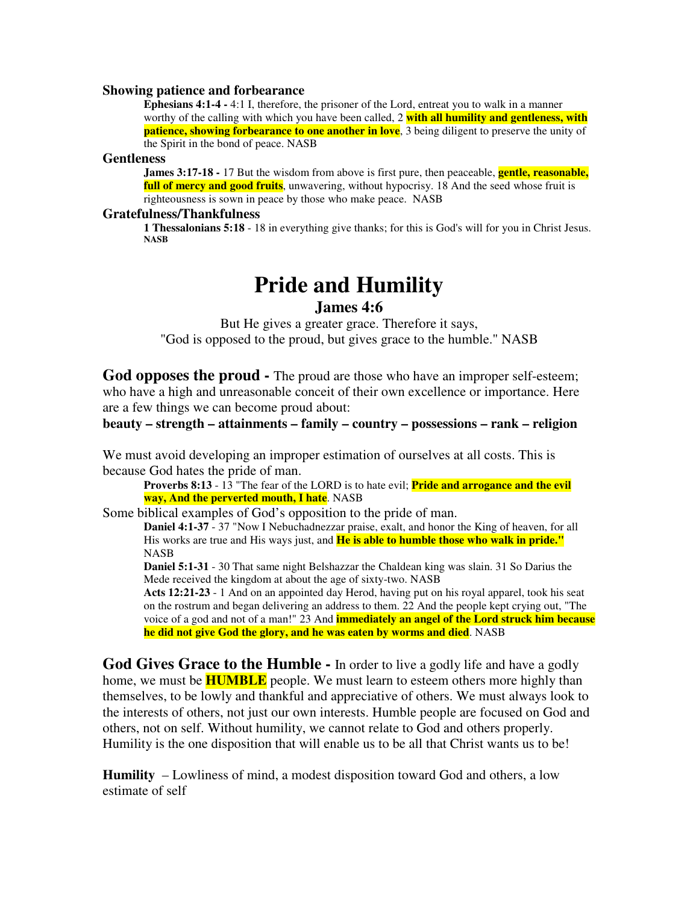### Showing patience and forbearance

> **Ephesians 4:1-4 -** 4:1 I, therefore, the prisoner of the Lord, entreat you to walk in a manner worthy of the calling with which you have been called, 2 **with all humility and gentleness, with patience, showing forbearance to one another in love**, 3 being diligent to preserve the unity of the Spirit in the bond of peace. NASB

### Gentleness

> **James 3:17-18 -** 17 But the wisdom from above is first pure, then peaceable, **gentle, reasonable, full of mercy and good fruits**, unwavering, without hypocrisy. 18 And the seed whose fruit is righteousness is sown in peace by those who make peace. NASB

### Gratefulness/Thankfulness

> **1 Thessalonians 5:18** - 18 in everything give thanks; for this is God's will for you in Christ Jesus. **NASB**

# Pride and Humility

## James 4:6

But He gives a greater grace. Therefore it says,
"God is opposed to the proud, but gives grace to the humble." NASB

**God opposes the proud -** The proud are those who have an improper self-esteem; who have a high and unreasonable conceit of their own excellence or importance. Here are a few things we can become proud about:

**beauty – strength – attainments – family – country – possessions – rank – religion**

We must avoid developing an improper estimation of ourselves at all costs. This is because God hates the pride of man.

> **Proverbs 8:13** - 13 "The fear of the LORD is to hate evil; **Pride and arrogance and the evil way, And the perverted mouth, I hate**. NASB

Some biblical examples of God's opposition to the pride of man.

> **Daniel 4:1-37** - 37 "Now I Nebuchadnezzar praise, exalt, and honor the King of heaven, for all His works are true and His ways just, and **He is able to humble those who walk in pride."** NASB
>
> **Daniel 5:1-31** - 30 That same night Belshazzar the Chaldean king was slain. 31 So Darius the Mede received the kingdom at about the age of sixty-two. NASB
>
> **Acts 12:21-23** - 1 And on an appointed day Herod, having put on his royal apparel, took his seat on the rostrum and began delivering an address to them. 22 And the people kept crying out, "The voice of a god and not of a man!" 23 And **immediately an angel of the Lord struck him because he did not give God the glory, and he was eaten by worms and died**. NASB

**God Gives Grace to the Humble -** In order to live a godly life and have a godly home, we must be **HUMBLE** people. We must learn to esteem others more highly than themselves, to be lowly and thankful and appreciative of others. We must always look to the interests of others, not just our own interests. Humble people are focused on God and others, not on self. Without humility, we cannot relate to God and others properly. Humility is the one disposition that will enable us to be all that Christ wants us to be!

**Humility** – Lowliness of mind, a modest disposition toward God and others, a low estimate of self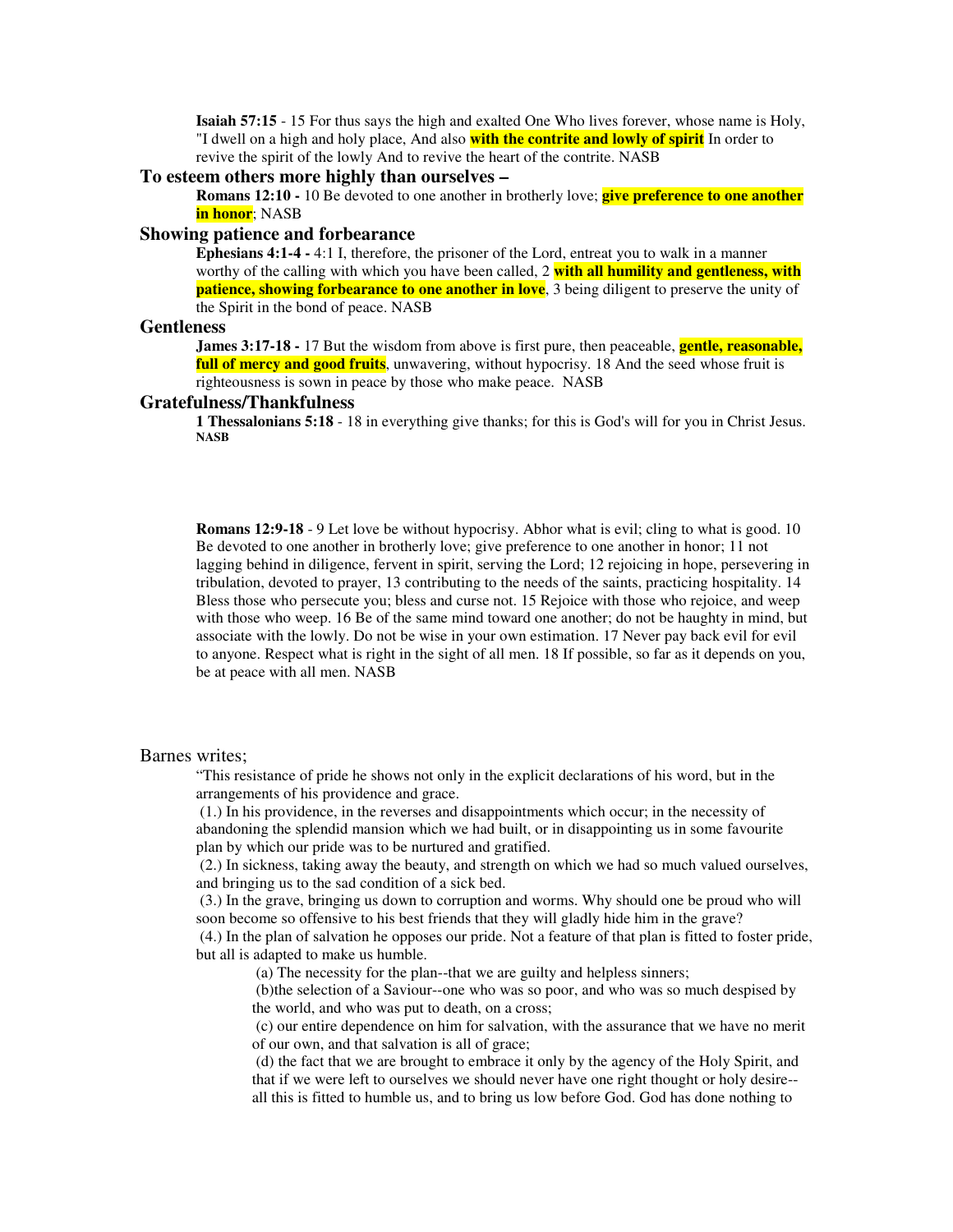**Isaiah 57:15** - 15 For thus says the high and exalted One Who lives forever, whose name is Holy, "I dwell on a high and holy place, And also **with the contrite and lowly of spirit** In order to revive the spirit of the lowly And to revive the heart of the contrite. NASB

### To esteem others more highly than ourselves –

**Romans 12:10 -** 10 Be devoted to one another in brotherly love; **give preference to one another in honor**; NASB

### Showing patience and forbearance

**Ephesians 4:1-4 -** 4:1 I, therefore, the prisoner of the Lord, entreat you to walk in a manner worthy of the calling with which you have been called, 2 **with all humility and gentleness, with patience, showing forbearance to one another in love**, 3 being diligent to preserve the unity of the Spirit in the bond of peace. NASB

### Gentleness

**James 3:17-18 -** 17 But the wisdom from above is first pure, then peaceable, **gentle, reasonable, full of mercy and good fruits**, unwavering, without hypocrisy. 18 And the seed whose fruit is righteousness is sown in peace by those who make peace. NASB

### Gratefulness/Thankfulness

**1 Thessalonians 5:18** - 18 in everything give thanks; for this is God's will for you in Christ Jesus. **NASB**

**Romans 12:9-18** - 9 Let love be without hypocrisy. Abhor what is evil; cling to what is good. 10 Be devoted to one another in brotherly love; give preference to one another in honor; 11 not lagging behind in diligence, fervent in spirit, serving the Lord; 12 rejoicing in hope, persevering in tribulation, devoted to prayer, 13 contributing to the needs of the saints, practicing hospitality. 14 Bless those who persecute you; bless and curse not. 15 Rejoice with those who rejoice, and weep with those who weep. 16 Be of the same mind toward one another; do not be haughty in mind, but associate with the lowly. Do not be wise in your own estimation. 17 Never pay back evil for evil to anyone. Respect what is right in the sight of all men. 18 If possible, so far as it depends on you, be at peace with all men. NASB

Barnes writes;

"This resistance of pride he shows not only in the explicit declarations of his word, but in the arrangements of his providence and grace.

(1.) In his providence, in the reverses and disappointments which occur; in the necessity of abandoning the splendid mansion which we had built, or in disappointing us in some favourite plan by which our pride was to be nurtured and gratified.

(2.) In sickness, taking away the beauty, and strength on which we had so much valued ourselves, and bringing us to the sad condition of a sick bed.

(3.) In the grave, bringing us down to corruption and worms. Why should one be proud who will soon become so offensive to his best friends that they will gladly hide him in the grave?

(4.) In the plan of salvation he opposes our pride. Not a feature of that plan is fitted to foster pride, but all is adapted to make us humble.

(a) The necessity for the plan--that we are guilty and helpless sinners;

(b)the selection of a Saviour--one who was so poor, and who was so much despised by the world, and who was put to death, on a cross;

(c) our entire dependence on him for salvation, with the assurance that we have no merit of our own, and that salvation is all of grace;

(d) the fact that we are brought to embrace it only by the agency of the Holy Spirit, and that if we were left to ourselves we should never have one right thought or holy desire--all this is fitted to humble us, and to bring us low before God. God has done nothing to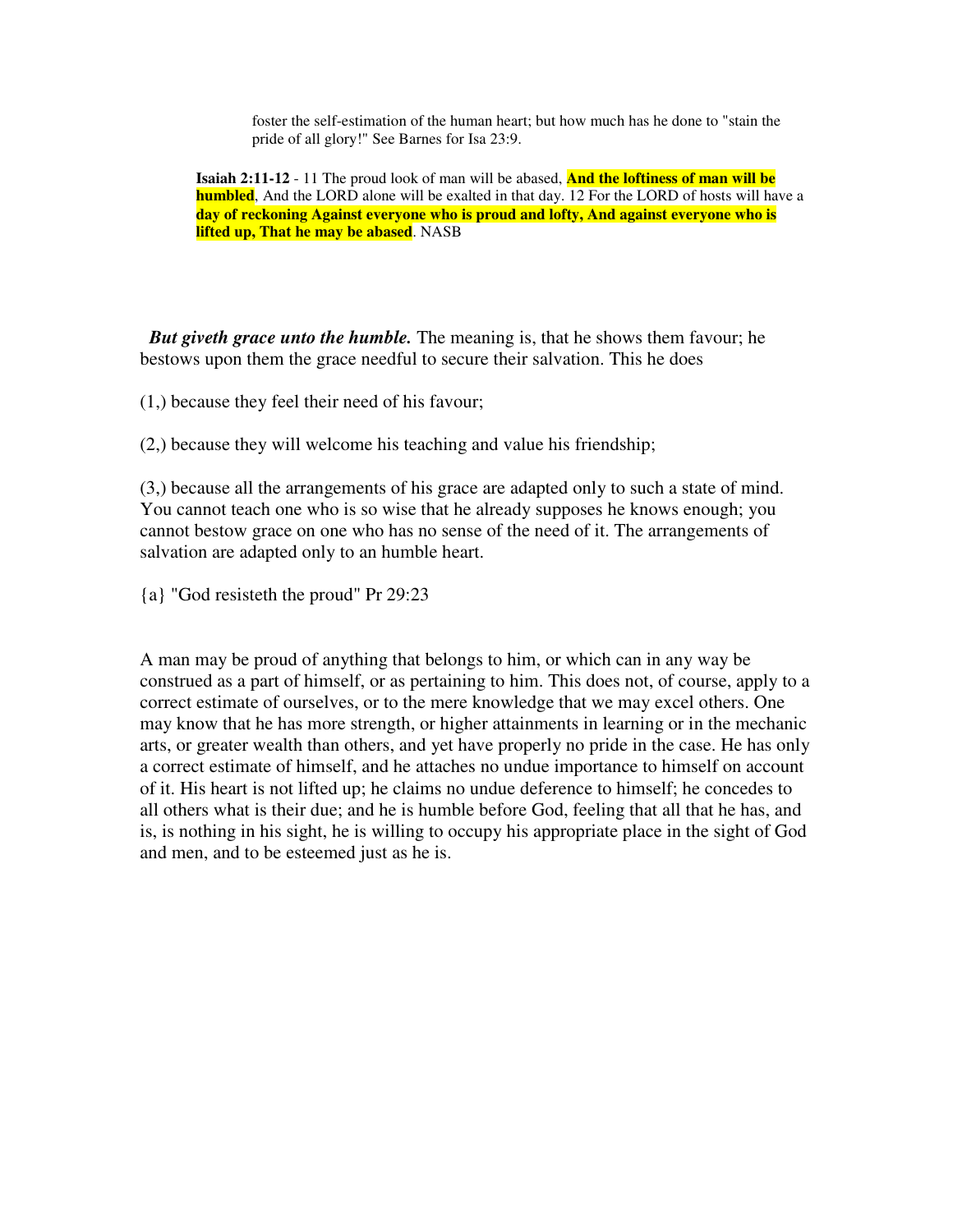foster the self-estimation of the human heart; but how much has he done to "stain the pride of all glory!" See Barnes for Isa 23:9.

> **Isaiah 2:11-12** - 11 The proud look of man will be abased, **And the loftiness of man will be humbled**, And the LORD alone will be exalted in that day. 12 For the LORD of hosts will have a **day of reckoning Against everyone who is proud and lofty, And against everyone who is lifted up, That he may be abased**. NASB

***But giveth grace unto the humble.*** The meaning is, that he shows them favour; he bestows upon them the grace needful to secure their salvation. This he does

(1,) because they feel their need of his favour;

(2,) because they will welcome his teaching and value his friendship;

(3,) because all the arrangements of his grace are adapted only to such a state of mind. You cannot teach one who is so wise that he already supposes he knows enough; you cannot bestow grace on one who has no sense of the need of it. The arrangements of salvation are adapted only to an humble heart.

{a} "God resisteth the proud" Pr 29:23

A man may be proud of anything that belongs to him, or which can in any way be construed as a part of himself, or as pertaining to him. This does not, of course, apply to a correct estimate of ourselves, or to the mere knowledge that we may excel others. One may know that he has more strength, or higher attainments in learning or in the mechanic arts, or greater wealth than others, and yet have properly no pride in the case. He has only a correct estimate of himself, and he attaches no undue importance to himself on account of it. His heart is not lifted up; he claims no undue deference to himself; he concedes to all others what is their due; and he is humble before God, feeling that all that he has, and is, is nothing in his sight, he is willing to occupy his appropriate place in the sight of God and men, and to be esteemed just as he is.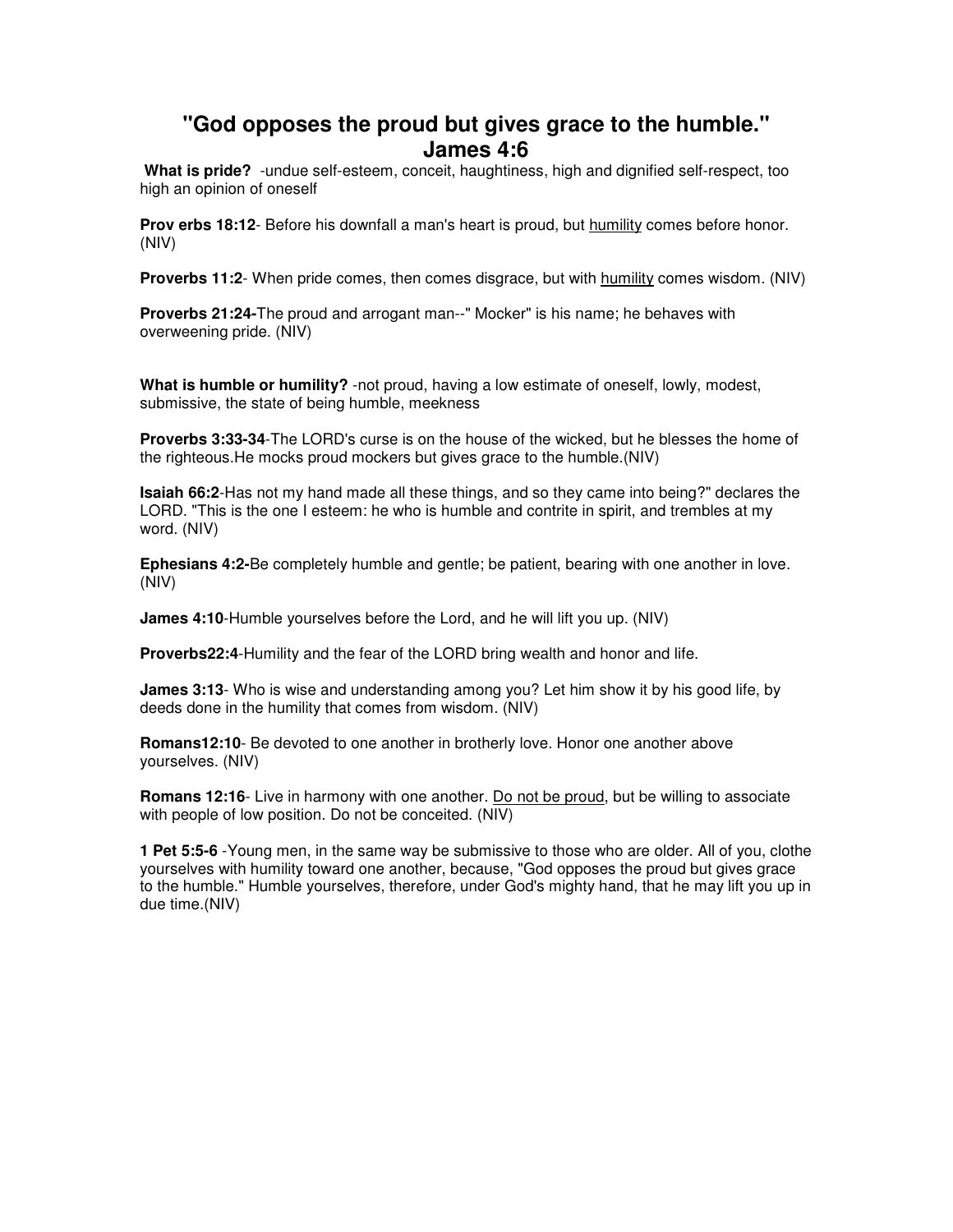# "God opposes the proud but gives grace to the humble." James 4:6

**What is pride?** -undue self-esteem, conceit, haughtiness, high and dignified self-respect, too high an opinion of oneself

**Prov erbs 18:12**- Before his downfall a man's heart is proud, but humility comes before honor. (NIV)

**Proverbs 11:2**- When pride comes, then comes disgrace, but with humility comes wisdom. (NIV)

**Proverbs 21:24-**The proud and arrogant man--" Mocker" is his name; he behaves with overweening pride. (NIV)

**What is humble or humility?** -not proud, having a low estimate of oneself, lowly, modest, submissive, the state of being humble, meekness

**Proverbs 3:33-34**-The LORD's curse is on the house of the wicked, but he blesses the home of the righteous.He mocks proud mockers but gives grace to the humble.(NIV)

**Isaiah 66:2**-Has not my hand made all these things, and so they came into being?" declares the LORD. "This is the one I esteem: he who is humble and contrite in spirit, and trembles at my word. (NIV)

**Ephesians 4:2-**Be completely humble and gentle; be patient, bearing with one another in love. (NIV)

**James 4:10**-Humble yourselves before the Lord, and he will lift you up. (NIV)

**Proverbs22:4**-Humility and the fear of the LORD bring wealth and honor and life.

**James 3:13**- Who is wise and understanding among you? Let him show it by his good life, by deeds done in the humility that comes from wisdom. (NIV)

**Romans12:10**- Be devoted to one another in brotherly love. Honor one another above yourselves. (NIV)

**Romans 12:16**- Live in harmony with one another. Do not be proud, but be willing to associate with people of low position. Do not be conceited. (NIV)

**1 Pet 5:5-6** -Young men, in the same way be submissive to those who are older. All of you, clothe yourselves with humility toward one another, because, "God opposes the proud but gives grace to the humble." Humble yourselves, therefore, under God's mighty hand, that he may lift you up in due time.(NIV)